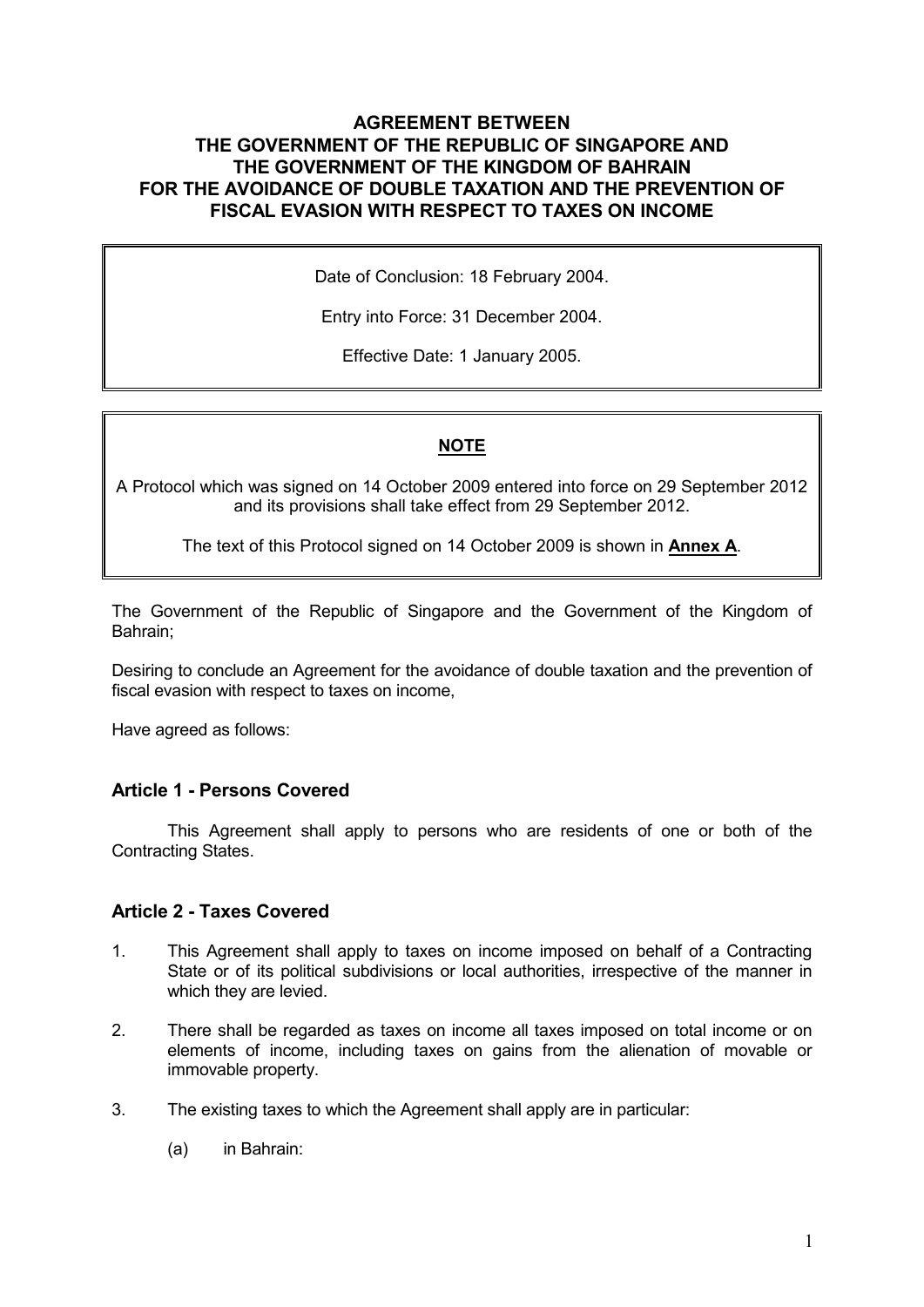# AGREEMENT BETWEEN THE GOVERNMENT OF THE REPUBLIC OF SINGAPORE AND THE GOVERNMENT OF THE KINGDOM OF BAHRAIN FOR THE AVOIDANCE OF DOUBLE TAXATION AND THE PREVENTION OF FISCAL EVASION WITH RESPECT TO TAXES ON INCOME

Date of Conclusion: 18 February 2004.

Entry into Force: 31 December 2004.

Effective Date: 1 January 2005.

**NOTE**

A Protocol which was signed on 14 October 2009 entered into force on 29 September 2012 and its provisions shall take effect from 29 September 2012.

The text of this Protocol signed on 14 October 2009 is shown in **Annex A**.

The Government of the Republic of Singapore and the Government of the Kingdom of Bahrain;

Desiring to conclude an Agreement for the avoidance of double taxation and the prevention of fiscal evasion with respect to taxes on income,

Have agreed as follows:

## Article 1 - Persons Covered

This Agreement shall apply to persons who are residents of one or both of the Contracting States.

## Article 2 - Taxes Covered

1. This Agreement shall apply to taxes on income imposed on behalf of a Contracting State or of its political subdivisions or local authorities, irrespective of the manner in which they are levied.

2. There shall be regarded as taxes on income all taxes imposed on total income or on elements of income, including taxes on gains from the alienation of movable or immovable property.

3. The existing taxes to which the Agreement shall apply are in particular:

   (a) in Bahrain: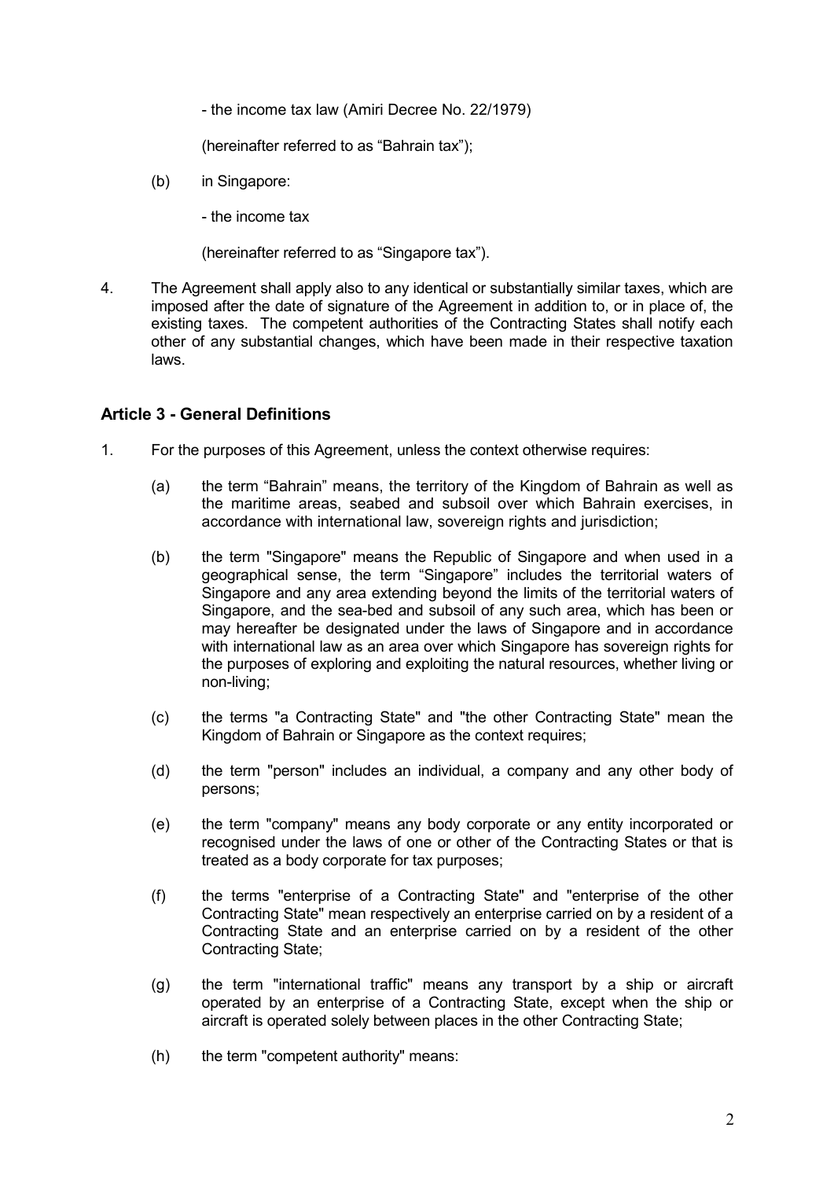- the income tax law (Amiri Decree No. 22/1979)

(hereinafter referred to as "Bahrain tax");

(b) in Singapore:

- the income tax

(hereinafter referred to as "Singapore tax").

4. The Agreement shall apply also to any identical or substantially similar taxes, which are imposed after the date of signature of the Agreement in addition to, or in place of, the existing taxes. The competent authorities of the Contracting States shall notify each other of any substantial changes, which have been made in their respective taxation laws.

## Article 3 - General Definitions

1. For the purposes of this Agreement, unless the context otherwise requires:

   (a) the term "Bahrain" means, the territory of the Kingdom of Bahrain as well as the maritime areas, seabed and subsoil over which Bahrain exercises, in accordance with international law, sovereign rights and jurisdiction;

   (b) the term "Singapore" means the Republic of Singapore and when used in a geographical sense, the term "Singapore" includes the territorial waters of Singapore and any area extending beyond the limits of the territorial waters of Singapore, and the sea-bed and subsoil of any such area, which has been or may hereafter be designated under the laws of Singapore and in accordance with international law as an area over which Singapore has sovereign rights for the purposes of exploring and exploiting the natural resources, whether living or non-living;

   (c) the terms "a Contracting State" and "the other Contracting State" mean the Kingdom of Bahrain or Singapore as the context requires;

   (d) the term "person" includes an individual, a company and any other body of persons;

   (e) the term "company" means any body corporate or any entity incorporated or recognised under the laws of one or other of the Contracting States or that is treated as a body corporate for tax purposes;

   (f) the terms "enterprise of a Contracting State" and "enterprise of the other Contracting State" mean respectively an enterprise carried on by a resident of a Contracting State and an enterprise carried on by a resident of the other Contracting State;

   (g) the term "international traffic" means any transport by a ship or aircraft operated by an enterprise of a Contracting State, except when the ship or aircraft is operated solely between places in the other Contracting State;

   (h) the term "competent authority" means: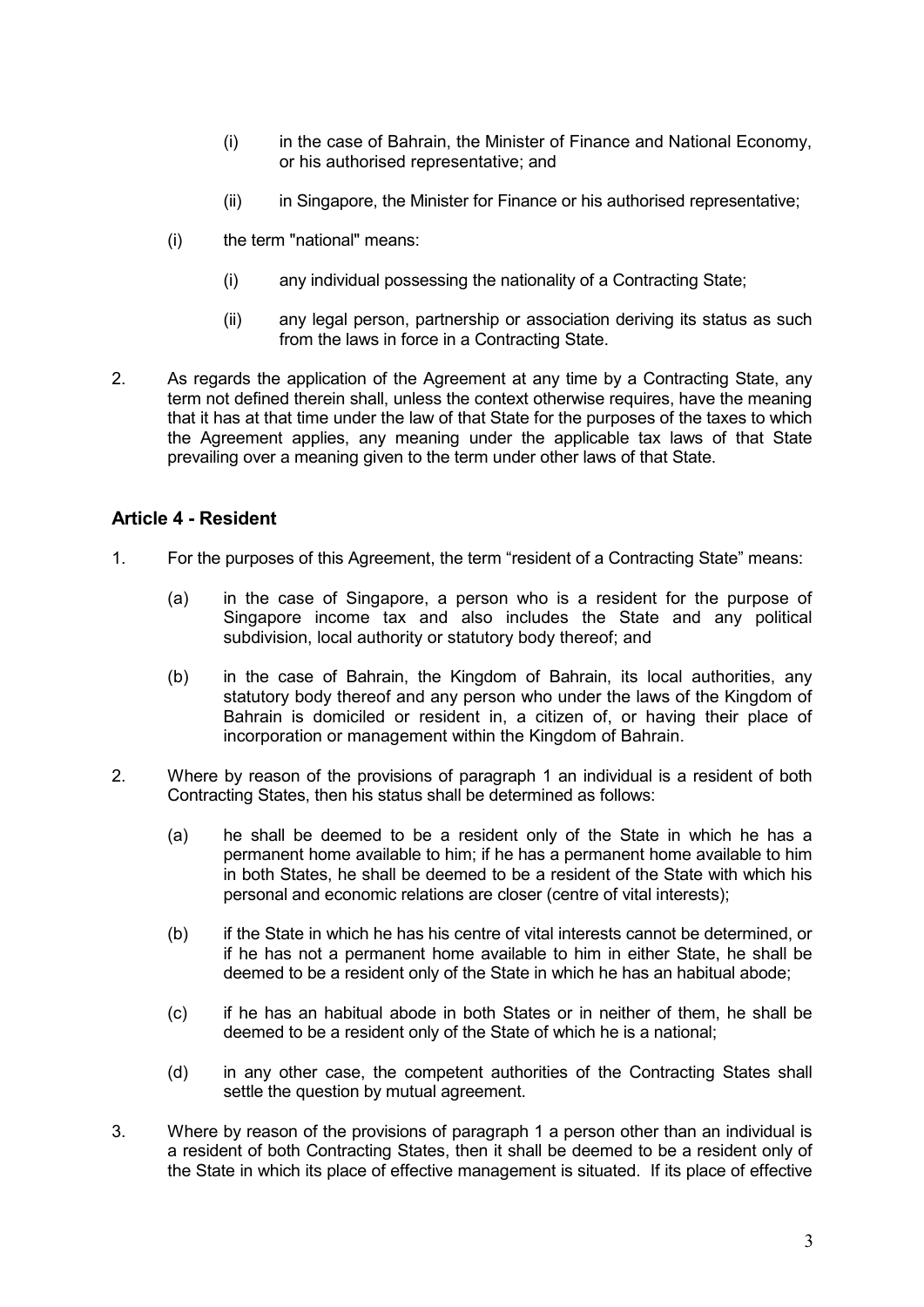(i) in the case of Bahrain, the Minister of Finance and National Economy, or his authorised representative; and

(ii) in Singapore, the Minister for Finance or his authorised representative;

(i) the term "national" means:

(i) any individual possessing the nationality of a Contracting State;

(ii) any legal person, partnership or association deriving its status as such from the laws in force in a Contracting State.

2. As regards the application of the Agreement at any time by a Contracting State, any term not defined therein shall, unless the context otherwise requires, have the meaning that it has at that time under the law of that State for the purposes of the taxes to which the Agreement applies, any meaning under the applicable tax laws of that State prevailing over a meaning given to the term under other laws of that State.

### Article 4 - Resident

1. For the purposes of this Agreement, the term "resident of a Contracting State" means:

   (a) in the case of Singapore, a person who is a resident for the purpose of Singapore income tax and also includes the State and any political subdivision, local authority or statutory body thereof; and

   (b) in the case of Bahrain, the Kingdom of Bahrain, its local authorities, any statutory body thereof and any person who under the laws of the Kingdom of Bahrain is domiciled or resident in, a citizen of, or having their place of incorporation or management within the Kingdom of Bahrain.

2. Where by reason of the provisions of paragraph 1 an individual is a resident of both Contracting States, then his status shall be determined as follows:

   (a) he shall be deemed to be a resident only of the State in which he has a permanent home available to him; if he has a permanent home available to him in both States, he shall be deemed to be a resident of the State with which his personal and economic relations are closer (centre of vital interests);

   (b) if the State in which he has his centre of vital interests cannot be determined, or if he has not a permanent home available to him in either State, he shall be deemed to be a resident only of the State in which he has an habitual abode;

   (c) if he has an habitual abode in both States or in neither of them, he shall be deemed to be a resident only of the State of which he is a national;

   (d) in any other case, the competent authorities of the Contracting States shall settle the question by mutual agreement.

3. Where by reason of the provisions of paragraph 1 a person other than an individual is a resident of both Contracting States, then it shall be deemed to be a resident only of the State in which its place of effective management is situated. If its place of effective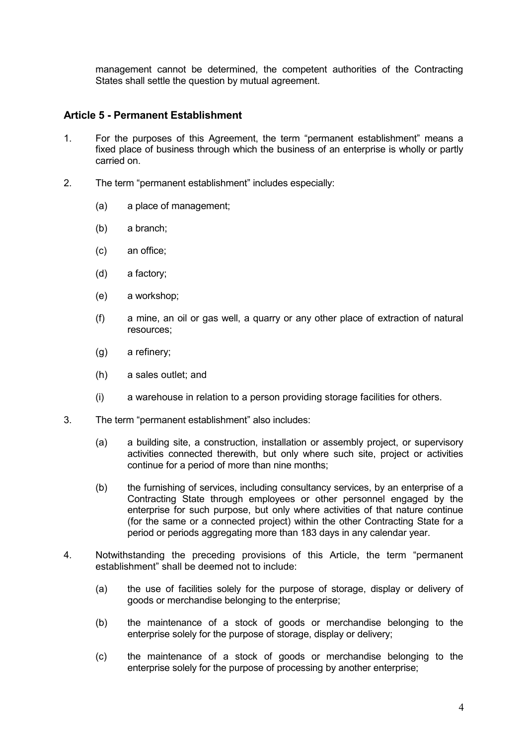management cannot be determined, the competent authorities of the Contracting States shall settle the question by mutual agreement.

### Article 5 - Permanent Establishment

1. For the purposes of this Agreement, the term "permanent establishment" means a fixed place of business through which the business of an enterprise is wholly or partly carried on.

2. The term "permanent establishment" includes especially:

   (a) a place of management;

   (b) a branch;

   (c) an office;

   (d) a factory;

   (e) a workshop;

   (f) a mine, an oil or gas well, a quarry or any other place of extraction of natural resources;

   (g) a refinery;

   (h) a sales outlet; and

   (i) a warehouse in relation to a person providing storage facilities for others.

3. The term "permanent establishment" also includes:

   (a) a building site, a construction, installation or assembly project, or supervisory activities connected therewith, but only where such site, project or activities continue for a period of more than nine months;

   (b) the furnishing of services, including consultancy services, by an enterprise of a Contracting State through employees or other personnel engaged by the enterprise for such purpose, but only where activities of that nature continue (for the same or a connected project) within the other Contracting State for a period or periods aggregating more than 183 days in any calendar year.

4. Notwithstanding the preceding provisions of this Article, the term "permanent establishment" shall be deemed not to include:

   (a) the use of facilities solely for the purpose of storage, display or delivery of goods or merchandise belonging to the enterprise;

   (b) the maintenance of a stock of goods or merchandise belonging to the enterprise solely for the purpose of storage, display or delivery;

   (c) the maintenance of a stock of goods or merchandise belonging to the enterprise solely for the purpose of processing by another enterprise;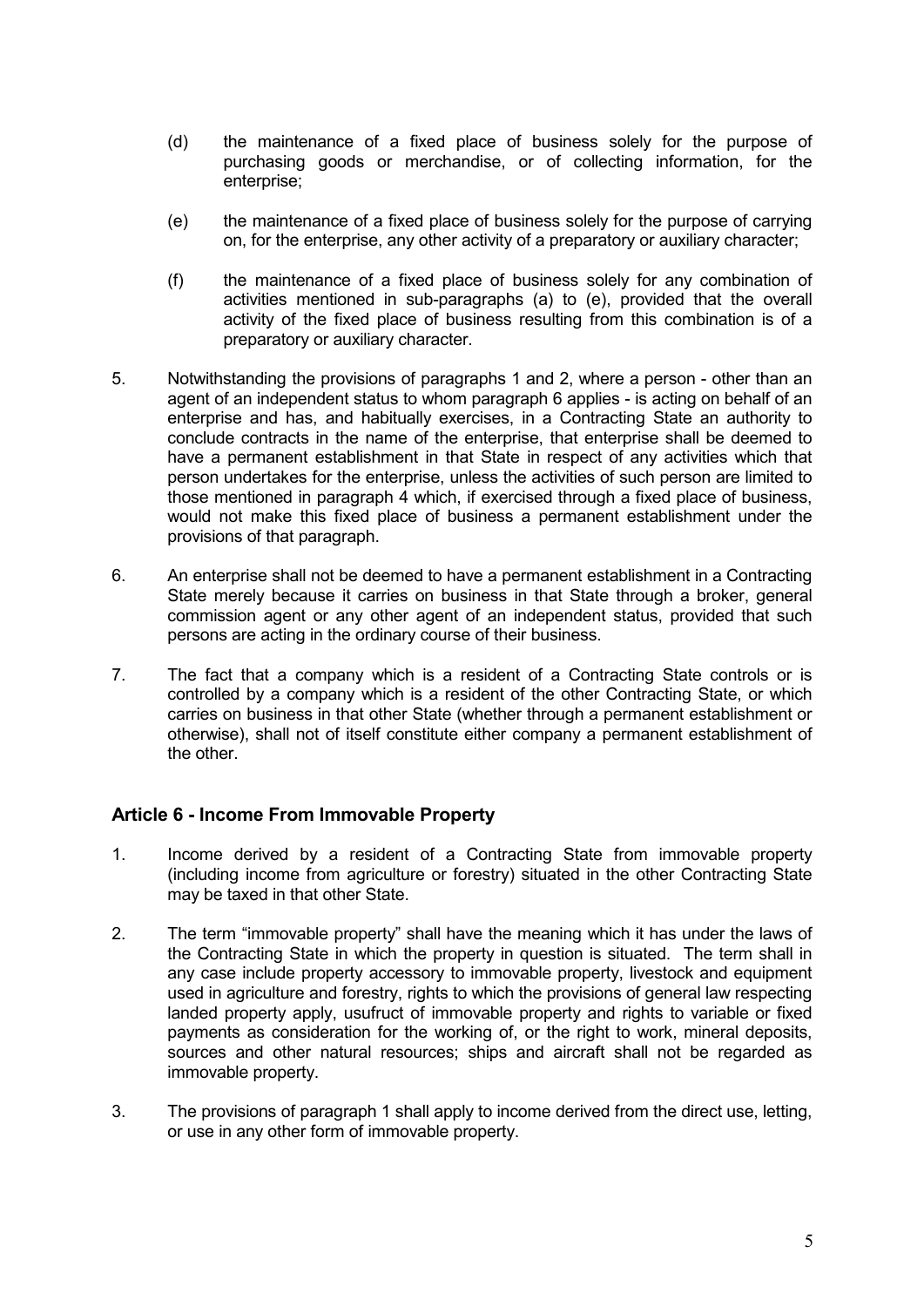(d) the maintenance of a fixed place of business solely for the purpose of purchasing goods or merchandise, or of collecting information, for the enterprise;

(e) the maintenance of a fixed place of business solely for the purpose of carrying on, for the enterprise, any other activity of a preparatory or auxiliary character;

(f) the maintenance of a fixed place of business solely for any combination of activities mentioned in sub-paragraphs (a) to (e), provided that the overall activity of the fixed place of business resulting from this combination is of a preparatory or auxiliary character.

5. Notwithstanding the provisions of paragraphs 1 and 2, where a person - other than an agent of an independent status to whom paragraph 6 applies - is acting on behalf of an enterprise and has, and habitually exercises, in a Contracting State an authority to conclude contracts in the name of the enterprise, that enterprise shall be deemed to have a permanent establishment in that State in respect of any activities which that person undertakes for the enterprise, unless the activities of such person are limited to those mentioned in paragraph 4 which, if exercised through a fixed place of business, would not make this fixed place of business a permanent establishment under the provisions of that paragraph.

6. An enterprise shall not be deemed to have a permanent establishment in a Contracting State merely because it carries on business in that State through a broker, general commission agent or any other agent of an independent status, provided that such persons are acting in the ordinary course of their business.

7. The fact that a company which is a resident of a Contracting State controls or is controlled by a company which is a resident of the other Contracting State, or which carries on business in that other State (whether through a permanent establishment or otherwise), shall not of itself constitute either company a permanent establishment of the other.

## Article 6 - Income From Immovable Property

1. Income derived by a resident of a Contracting State from immovable property (including income from agriculture or forestry) situated in the other Contracting State may be taxed in that other State.

2. The term "immovable property" shall have the meaning which it has under the laws of the Contracting State in which the property in question is situated. The term shall in any case include property accessory to immovable property, livestock and equipment used in agriculture and forestry, rights to which the provisions of general law respecting landed property apply, usufruct of immovable property and rights to variable or fixed payments as consideration for the working of, or the right to work, mineral deposits, sources and other natural resources; ships and aircraft shall not be regarded as immovable property.

3. The provisions of paragraph 1 shall apply to income derived from the direct use, letting, or use in any other form of immovable property.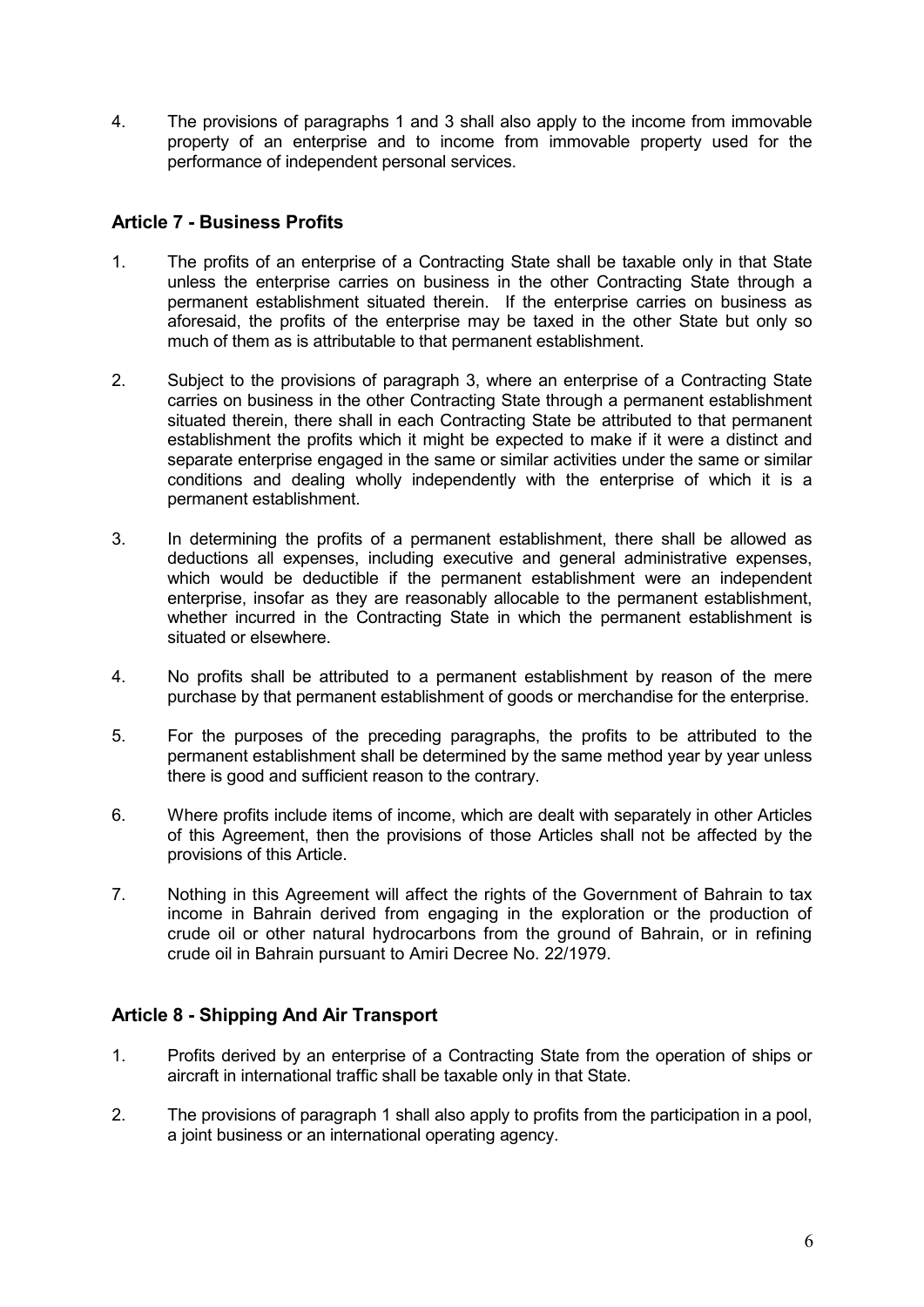4. The provisions of paragraphs 1 and 3 shall also apply to the income from immovable property of an enterprise and to income from immovable property used for the performance of independent personal services.

## Article 7 - Business Profits

1. The profits of an enterprise of a Contracting State shall be taxable only in that State unless the enterprise carries on business in the other Contracting State through a permanent establishment situated therein. If the enterprise carries on business as aforesaid, the profits of the enterprise may be taxed in the other State but only so much of them as is attributable to that permanent establishment.

2. Subject to the provisions of paragraph 3, where an enterprise of a Contracting State carries on business in the other Contracting State through a permanent establishment situated therein, there shall in each Contracting State be attributed to that permanent establishment the profits which it might be expected to make if it were a distinct and separate enterprise engaged in the same or similar activities under the same or similar conditions and dealing wholly independently with the enterprise of which it is a permanent establishment.

3. In determining the profits of a permanent establishment, there shall be allowed as deductions all expenses, including executive and general administrative expenses, which would be deductible if the permanent establishment were an independent enterprise, insofar as they are reasonably allocable to the permanent establishment, whether incurred in the Contracting State in which the permanent establishment is situated or elsewhere.

4. No profits shall be attributed to a permanent establishment by reason of the mere purchase by that permanent establishment of goods or merchandise for the enterprise.

5. For the purposes of the preceding paragraphs, the profits to be attributed to the permanent establishment shall be determined by the same method year by year unless there is good and sufficient reason to the contrary.

6. Where profits include items of income, which are dealt with separately in other Articles of this Agreement, then the provisions of those Articles shall not be affected by the provisions of this Article.

7. Nothing in this Agreement will affect the rights of the Government of Bahrain to tax income in Bahrain derived from engaging in the exploration or the production of crude oil or other natural hydrocarbons from the ground of Bahrain, or in refining crude oil in Bahrain pursuant to Amiri Decree No. 22/1979.

## Article 8 - Shipping And Air Transport

1. Profits derived by an enterprise of a Contracting State from the operation of ships or aircraft in international traffic shall be taxable only in that State.

2. The provisions of paragraph 1 shall also apply to profits from the participation in a pool, a joint business or an international operating agency.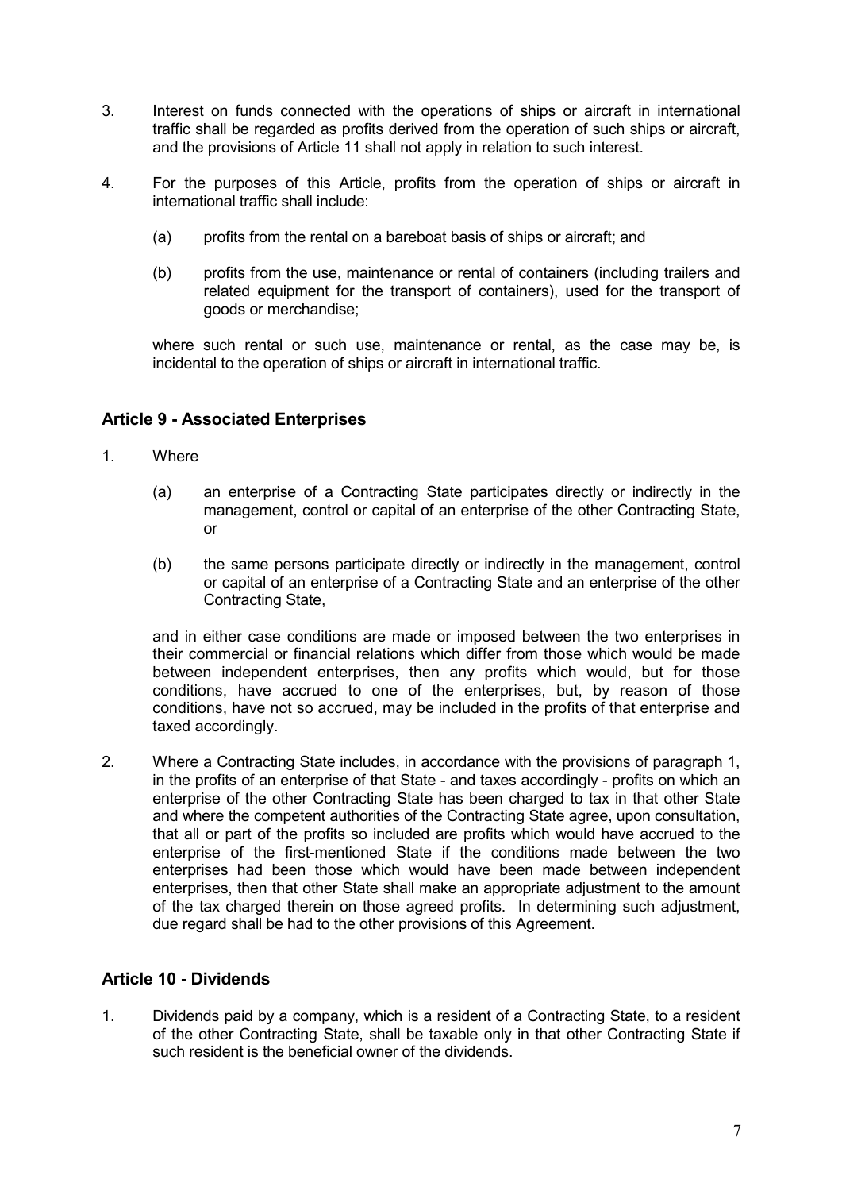3. Interest on funds connected with the operations of ships or aircraft in international traffic shall be regarded as profits derived from the operation of such ships or aircraft, and the provisions of Article 11 shall not apply in relation to such interest.

4. For the purposes of this Article, profits from the operation of ships or aircraft in international traffic shall include:

   (a) profits from the rental on a bareboat basis of ships or aircraft; and

   (b) profits from the use, maintenance or rental of containers (including trailers and related equipment for the transport of containers), used for the transport of goods or merchandise;

   where such rental or such use, maintenance or rental, as the case may be, is incidental to the operation of ships or aircraft in international traffic.

## Article 9 - Associated Enterprises

1. Where

   (a) an enterprise of a Contracting State participates directly or indirectly in the management, control or capital of an enterprise of the other Contracting State, or

   (b) the same persons participate directly or indirectly in the management, control or capital of an enterprise of a Contracting State and an enterprise of the other Contracting State,

   and in either case conditions are made or imposed between the two enterprises in their commercial or financial relations which differ from those which would be made between independent enterprises, then any profits which would, but for those conditions, have accrued to one of the enterprises, but, by reason of those conditions, have not so accrued, may be included in the profits of that enterprise and taxed accordingly.

2. Where a Contracting State includes, in accordance with the provisions of paragraph 1, in the profits of an enterprise of that State - and taxes accordingly - profits on which an enterprise of the other Contracting State has been charged to tax in that other State and where the competent authorities of the Contracting State agree, upon consultation, that all or part of the profits so included are profits which would have accrued to the enterprise of the first-mentioned State if the conditions made between the two enterprises had been those which would have been made between independent enterprises, then that other State shall make an appropriate adjustment to the amount of the tax charged therein on those agreed profits. In determining such adjustment, due regard shall be had to the other provisions of this Agreement.

## Article 10 - Dividends

1. Dividends paid by a company, which is a resident of a Contracting State, to a resident of the other Contracting State, shall be taxable only in that other Contracting State if such resident is the beneficial owner of the dividends.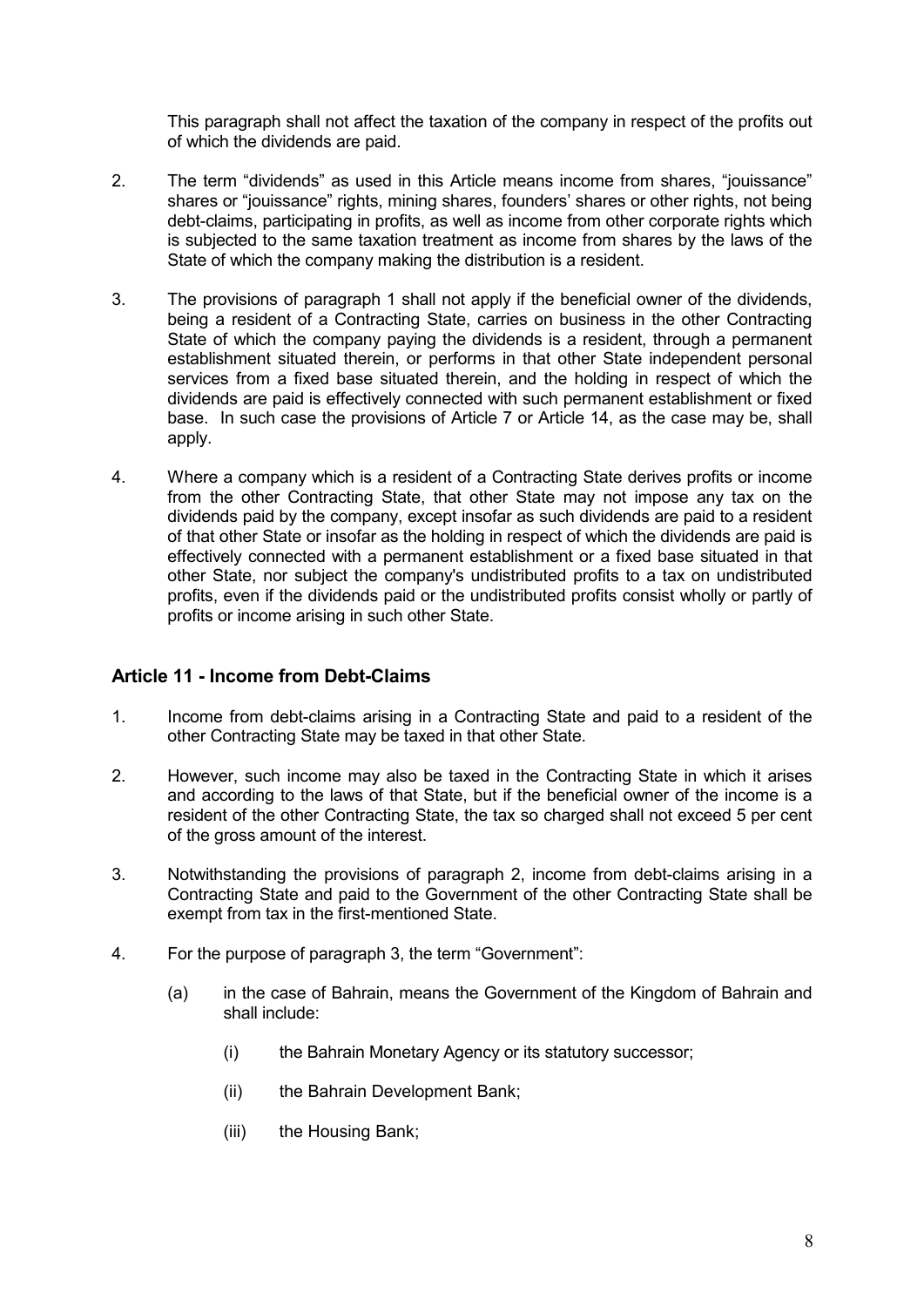This paragraph shall not affect the taxation of the company in respect of the profits out of which the dividends are paid.

2. The term "dividends" as used in this Article means income from shares, "jouissance" shares or "jouissance" rights, mining shares, founders' shares or other rights, not being debt-claims, participating in profits, as well as income from other corporate rights which is subjected to the same taxation treatment as income from shares by the laws of the State of which the company making the distribution is a resident.

3. The provisions of paragraph 1 shall not apply if the beneficial owner of the dividends, being a resident of a Contracting State, carries on business in the other Contracting State of which the company paying the dividends is a resident, through a permanent establishment situated therein, or performs in that other State independent personal services from a fixed base situated therein, and the holding in respect of which the dividends are paid is effectively connected with such permanent establishment or fixed base. In such case the provisions of Article 7 or Article 14, as the case may be, shall apply.

4. Where a company which is a resident of a Contracting State derives profits or income from the other Contracting State, that other State may not impose any tax on the dividends paid by the company, except insofar as such dividends are paid to a resident of that other State or insofar as the holding in respect of which the dividends are paid is effectively connected with a permanent establishment or a fixed base situated in that other State, nor subject the company's undistributed profits to a tax on undistributed profits, even if the dividends paid or the undistributed profits consist wholly or partly of profits or income arising in such other State.

## Article 11 - Income from Debt-Claims

1. Income from debt-claims arising in a Contracting State and paid to a resident of the other Contracting State may be taxed in that other State.

2. However, such income may also be taxed in the Contracting State in which it arises and according to the laws of that State, but if the beneficial owner of the income is a resident of the other Contracting State, the tax so charged shall not exceed 5 per cent of the gross amount of the interest.

3. Notwithstanding the provisions of paragraph 2, income from debt-claims arising in a Contracting State and paid to the Government of the other Contracting State shall be exempt from tax in the first-mentioned State.

4. For the purpose of paragraph 3, the term "Government":

   (a) in the case of Bahrain, means the Government of the Kingdom of Bahrain and shall include:

      (i) the Bahrain Monetary Agency or its statutory successor;

      (ii) the Bahrain Development Bank;

      (iii) the Housing Bank;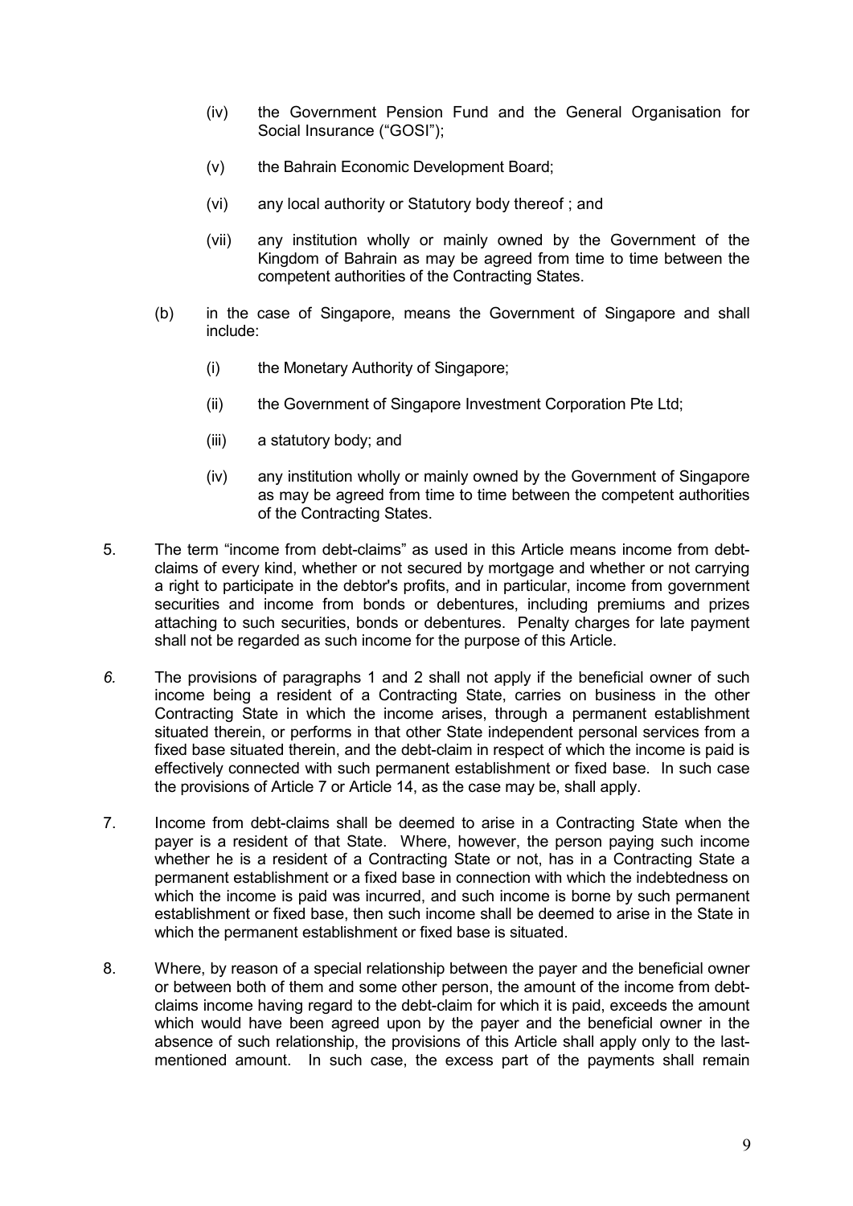(iv) the Government Pension Fund and the General Organisation for Social Insurance ("GOSI");

(v) the Bahrain Economic Development Board;

(vi) any local authority or Statutory body thereof ; and

(vii) any institution wholly or mainly owned by the Government of the Kingdom of Bahrain as may be agreed from time to time between the competent authorities of the Contracting States.

(b) in the case of Singapore, means the Government of Singapore and shall include:

(i) the Monetary Authority of Singapore;

(ii) the Government of Singapore Investment Corporation Pte Ltd;

(iii) a statutory body; and

(iv) any institution wholly or mainly owned by the Government of Singapore as may be agreed from time to time between the competent authorities of the Contracting States.

5. The term "income from debt-claims" as used in this Article means income from debt-claims of every kind, whether or not secured by mortgage and whether or not carrying a right to participate in the debtor's profits, and in particular, income from government securities and income from bonds or debentures, including premiums and prizes attaching to such securities, bonds or debentures. Penalty charges for late payment shall not be regarded as such income for the purpose of this Article.

*6.* The provisions of paragraphs 1 and 2 shall not apply if the beneficial owner of such income being a resident of a Contracting State, carries on business in the other Contracting State in which the income arises, through a permanent establishment situated therein, or performs in that other State independent personal services from a fixed base situated therein, and the debt-claim in respect of which the income is paid is effectively connected with such permanent establishment or fixed base. In such case the provisions of Article 7 or Article 14, as the case may be, shall apply.

7. Income from debt-claims shall be deemed to arise in a Contracting State when the payer is a resident of that State. Where, however, the person paying such income whether he is a resident of a Contracting State or not, has in a Contracting State a permanent establishment or a fixed base in connection with which the indebtedness on which the income is paid was incurred, and such income is borne by such permanent establishment or fixed base, then such income shall be deemed to arise in the State in which the permanent establishment or fixed base is situated.

8. Where, by reason of a special relationship between the payer and the beneficial owner or between both of them and some other person, the amount of the income from debt-claims income having regard to the debt-claim for which it is paid, exceeds the amount which would have been agreed upon by the payer and the beneficial owner in the absence of such relationship, the provisions of this Article shall apply only to the last-mentioned amount. In such case, the excess part of the payments shall remain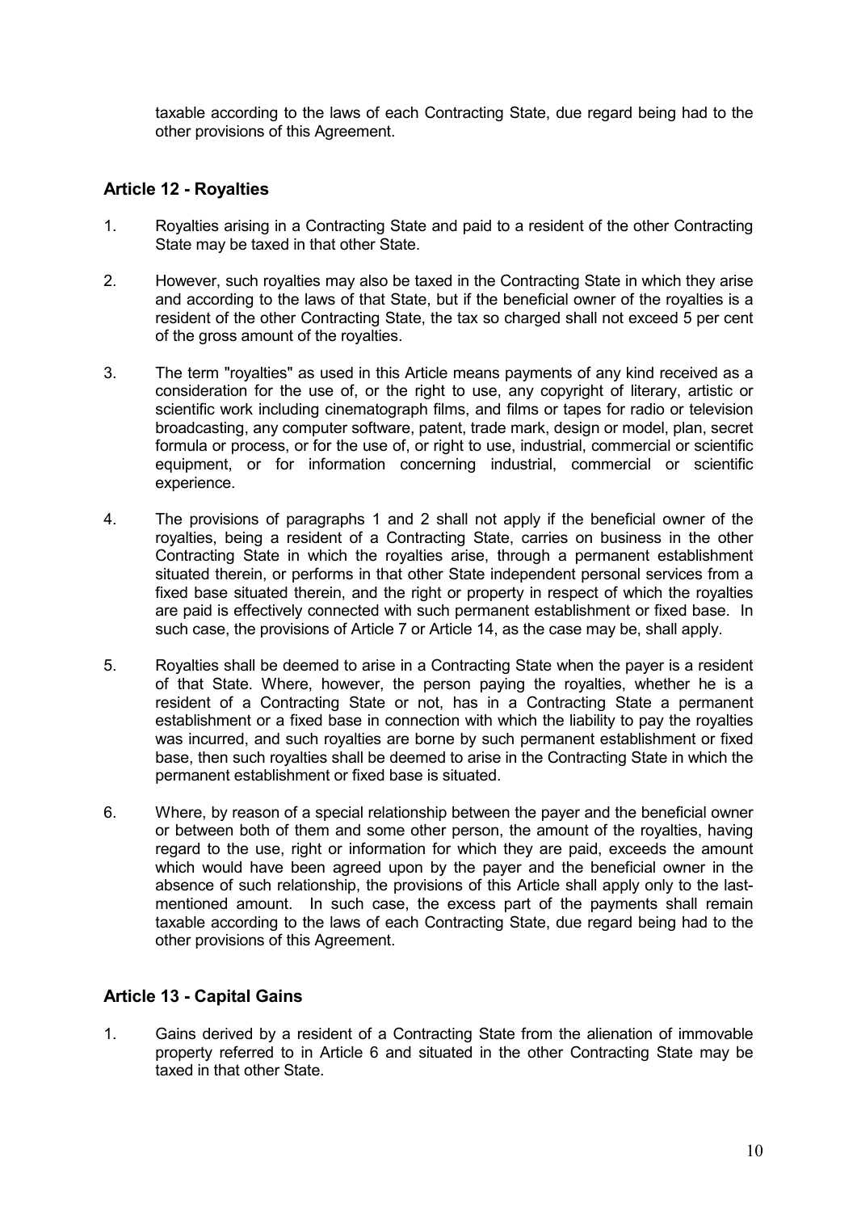taxable according to the laws of each Contracting State, due regard being had to the other provisions of this Agreement.

## Article 12 - Royalties

1. Royalties arising in a Contracting State and paid to a resident of the other Contracting State may be taxed in that other State.

2. However, such royalties may also be taxed in the Contracting State in which they arise and according to the laws of that State, but if the beneficial owner of the royalties is a resident of the other Contracting State, the tax so charged shall not exceed 5 per cent of the gross amount of the royalties.

3. The term "royalties" as used in this Article means payments of any kind received as a consideration for the use of, or the right to use, any copyright of literary, artistic or scientific work including cinematograph films, and films or tapes for radio or television broadcasting, any computer software, patent, trade mark, design or model, plan, secret formula or process, or for the use of, or right to use, industrial, commercial or scientific equipment, or for information concerning industrial, commercial or scientific experience.

4. The provisions of paragraphs 1 and 2 shall not apply if the beneficial owner of the royalties, being a resident of a Contracting State, carries on business in the other Contracting State in which the royalties arise, through a permanent establishment situated therein, or performs in that other State independent personal services from a fixed base situated therein, and the right or property in respect of which the royalties are paid is effectively connected with such permanent establishment or fixed base. In such case, the provisions of Article 7 or Article 14, as the case may be, shall apply.

5. Royalties shall be deemed to arise in a Contracting State when the payer is a resident of that State. Where, however, the person paying the royalties, whether he is a resident of a Contracting State or not, has in a Contracting State a permanent establishment or a fixed base in connection with which the liability to pay the royalties was incurred, and such royalties are borne by such permanent establishment or fixed base, then such royalties shall be deemed to arise in the Contracting State in which the permanent establishment or fixed base is situated.

6. Where, by reason of a special relationship between the payer and the beneficial owner or between both of them and some other person, the amount of the royalties, having regard to the use, right or information for which they are paid, exceeds the amount which would have been agreed upon by the payer and the beneficial owner in the absence of such relationship, the provisions of this Article shall apply only to the last-mentioned amount. In such case, the excess part of the payments shall remain taxable according to the laws of each Contracting State, due regard being had to the other provisions of this Agreement.

## Article 13 - Capital Gains

1. Gains derived by a resident of a Contracting State from the alienation of immovable property referred to in Article 6 and situated in the other Contracting State may be taxed in that other State.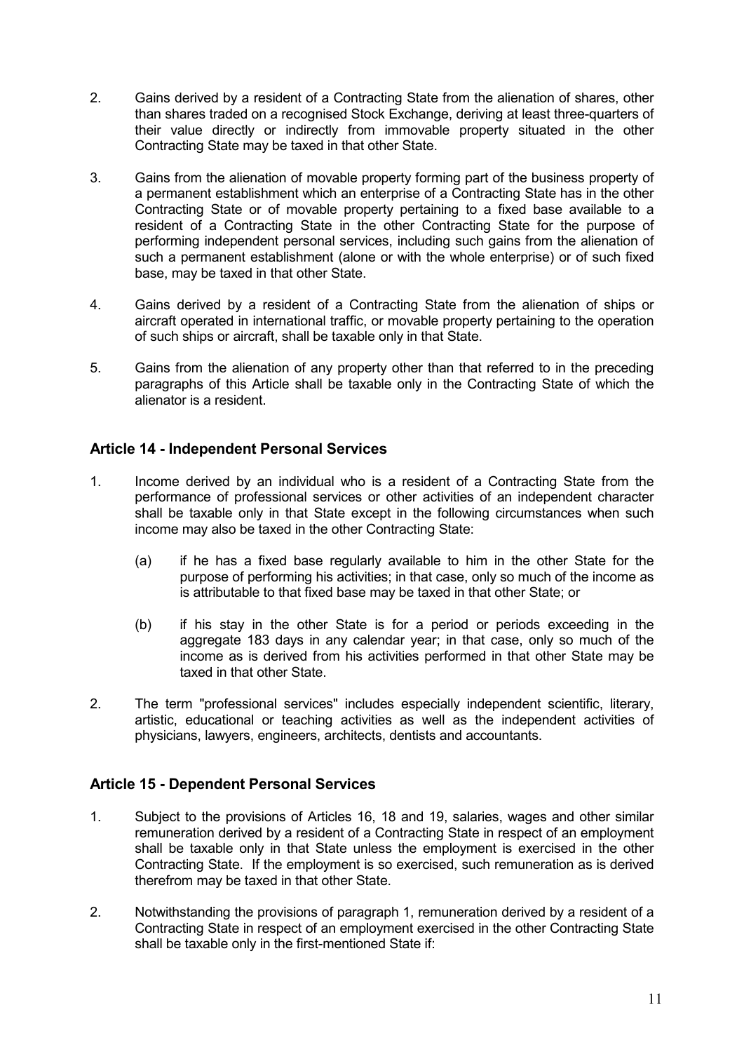2. Gains derived by a resident of a Contracting State from the alienation of shares, other than shares traded on a recognised Stock Exchange, deriving at least three-quarters of their value directly or indirectly from immovable property situated in the other Contracting State may be taxed in that other State.

3. Gains from the alienation of movable property forming part of the business property of a permanent establishment which an enterprise of a Contracting State has in the other Contracting State or of movable property pertaining to a fixed base available to a resident of a Contracting State in the other Contracting State for the purpose of performing independent personal services, including such gains from the alienation of such a permanent establishment (alone or with the whole enterprise) or of such fixed base, may be taxed in that other State.

4. Gains derived by a resident of a Contracting State from the alienation of ships or aircraft operated in international traffic, or movable property pertaining to the operation of such ships or aircraft, shall be taxable only in that State.

5. Gains from the alienation of any property other than that referred to in the preceding paragraphs of this Article shall be taxable only in the Contracting State of which the alienator is a resident.

### Article 14 - Independent Personal Services

1. Income derived by an individual who is a resident of a Contracting State from the performance of professional services or other activities of an independent character shall be taxable only in that State except in the following circumstances when such income may also be taxed in the other Contracting State:

   (a) if he has a fixed base regularly available to him in the other State for the purpose of performing his activities; in that case, only so much of the income as is attributable to that fixed base may be taxed in that other State; or

   (b) if his stay in the other State is for a period or periods exceeding in the aggregate 183 days in any calendar year; in that case, only so much of the income as is derived from his activities performed in that other State may be taxed in that other State.

2. The term "professional services" includes especially independent scientific, literary, artistic, educational or teaching activities as well as the independent activities of physicians, lawyers, engineers, architects, dentists and accountants.

### Article 15 - Dependent Personal Services

1. Subject to the provisions of Articles 16, 18 and 19, salaries, wages and other similar remuneration derived by a resident of a Contracting State in respect of an employment shall be taxable only in that State unless the employment is exercised in the other Contracting State. If the employment is so exercised, such remuneration as is derived therefrom may be taxed in that other State.

2. Notwithstanding the provisions of paragraph 1, remuneration derived by a resident of a Contracting State in respect of an employment exercised in the other Contracting State shall be taxable only in the first-mentioned State if: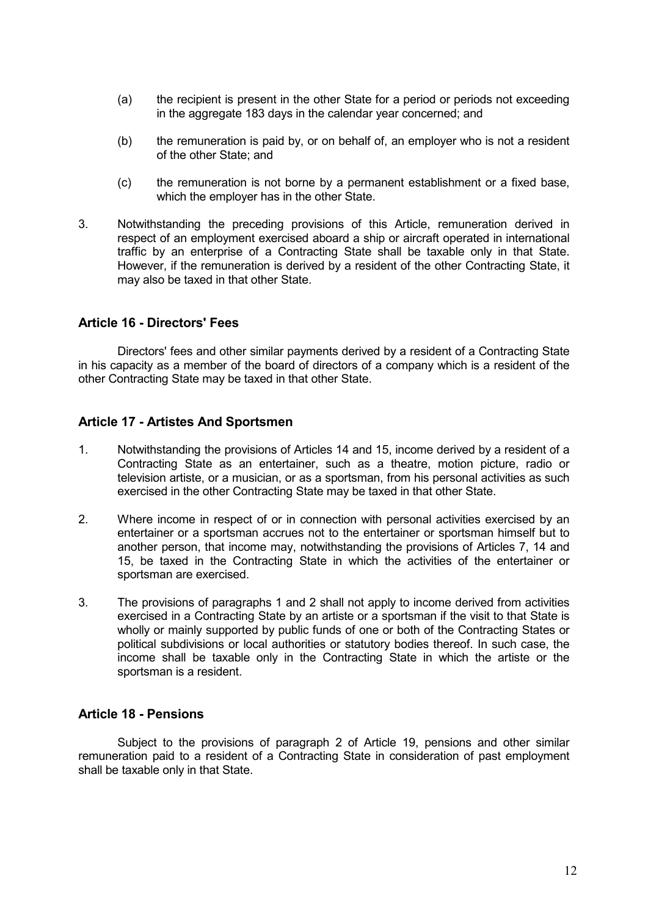(a) the recipient is present in the other State for a period or periods not exceeding in the aggregate 183 days in the calendar year concerned; and

(b) the remuneration is paid by, or on behalf of, an employer who is not a resident of the other State; and

(c) the remuneration is not borne by a permanent establishment or a fixed base, which the employer has in the other State.

3. Notwithstanding the preceding provisions of this Article, remuneration derived in respect of an employment exercised aboard a ship or aircraft operated in international traffic by an enterprise of a Contracting State shall be taxable only in that State. However, if the remuneration is derived by a resident of the other Contracting State, it may also be taxed in that other State.

### Article 16 - Directors' Fees

Directors' fees and other similar payments derived by a resident of a Contracting State in his capacity as a member of the board of directors of a company which is a resident of the other Contracting State may be taxed in that other State.

### Article 17 - Artistes And Sportsmen

1. Notwithstanding the provisions of Articles 14 and 15, income derived by a resident of a Contracting State as an entertainer, such as a theatre, motion picture, radio or television artiste, or a musician, or as a sportsman, from his personal activities as such exercised in the other Contracting State may be taxed in that other State.

2. Where income in respect of or in connection with personal activities exercised by an entertainer or a sportsman accrues not to the entertainer or sportsman himself but to another person, that income may, notwithstanding the provisions of Articles 7, 14 and 15, be taxed in the Contracting State in which the activities of the entertainer or sportsman are exercised.

3. The provisions of paragraphs 1 and 2 shall not apply to income derived from activities exercised in a Contracting State by an artiste or a sportsman if the visit to that State is wholly or mainly supported by public funds of one or both of the Contracting States or political subdivisions or local authorities or statutory bodies thereof. In such case, the income shall be taxable only in the Contracting State in which the artiste or the sportsman is a resident.

### Article 18 - Pensions

Subject to the provisions of paragraph 2 of Article 19, pensions and other similar remuneration paid to a resident of a Contracting State in consideration of past employment shall be taxable only in that State.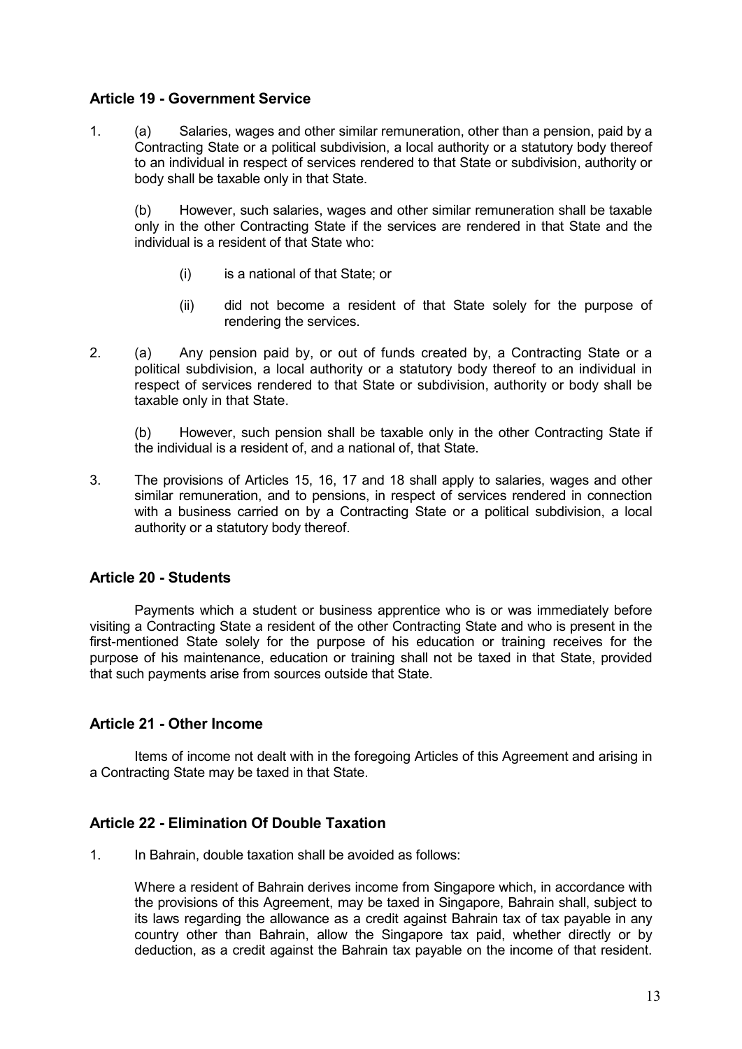## Article 19 - Government Service

1. (a) Salaries, wages and other similar remuneration, other than a pension, paid by a Contracting State or a political subdivision, a local authority or a statutory body thereof to an individual in respect of services rendered to that State or subdivision, authority or body shall be taxable only in that State.

   (b) However, such salaries, wages and other similar remuneration shall be taxable only in the other Contracting State if the services are rendered in that State and the individual is a resident of that State who:

   (i) is a national of that State; or

   (ii) did not become a resident of that State solely for the purpose of rendering the services.

2. (a) Any pension paid by, or out of funds created by, a Contracting State or a political subdivision, a local authority or a statutory body thereof to an individual in respect of services rendered to that State or subdivision, authority or body shall be taxable only in that State.

   (b) However, such pension shall be taxable only in the other Contracting State if the individual is a resident of, and a national of, that State.

3. The provisions of Articles 15, 16, 17 and 18 shall apply to salaries, wages and other similar remuneration, and to pensions, in respect of services rendered in connection with a business carried on by a Contracting State or a political subdivision, a local authority or a statutory body thereof.

## Article 20 - Students

Payments which a student or business apprentice who is or was immediately before visiting a Contracting State a resident of the other Contracting State and who is present in the first-mentioned State solely for the purpose of his education or training receives for the purpose of his maintenance, education or training shall not be taxed in that State, provided that such payments arise from sources outside that State.

## Article 21 - Other Income

Items of income not dealt with in the foregoing Articles of this Agreement and arising in a Contracting State may be taxed in that State.

## Article 22 - Elimination Of Double Taxation

1. In Bahrain, double taxation shall be avoided as follows:

   Where a resident of Bahrain derives income from Singapore which, in accordance with the provisions of this Agreement, may be taxed in Singapore, Bahrain shall, subject to its laws regarding the allowance as a credit against Bahrain tax of tax payable in any country other than Bahrain, allow the Singapore tax paid, whether directly or by deduction, as a credit against the Bahrain tax payable on the income of that resident.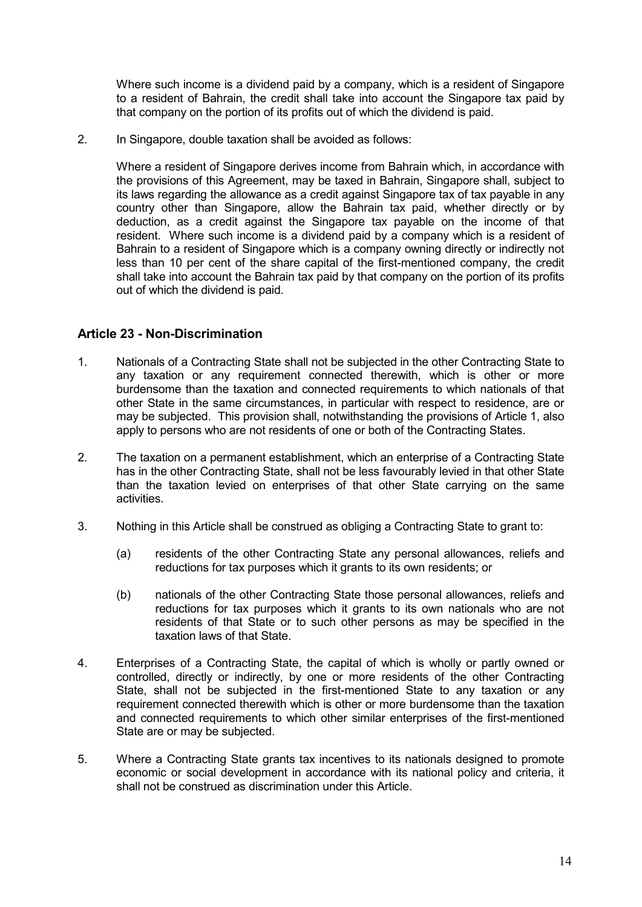Where such income is a dividend paid by a company, which is a resident of Singapore to a resident of Bahrain, the credit shall take into account the Singapore tax paid by that company on the portion of its profits out of which the dividend is paid.

2. In Singapore, double taxation shall be avoided as follows:

   Where a resident of Singapore derives income from Bahrain which, in accordance with the provisions of this Agreement, may be taxed in Bahrain, Singapore shall, subject to its laws regarding the allowance as a credit against Singapore tax of tax payable in any country other than Singapore, allow the Bahrain tax paid, whether directly or by deduction, as a credit against the Singapore tax payable on the income of that resident. Where such income is a dividend paid by a company which is a resident of Bahrain to a resident of Singapore which is a company owning directly or indirectly not less than 10 per cent of the share capital of the first-mentioned company, the credit shall take into account the Bahrain tax paid by that company on the portion of its profits out of which the dividend is paid.

## Article 23 - Non-Discrimination

1. Nationals of a Contracting State shall not be subjected in the other Contracting State to any taxation or any requirement connected therewith, which is other or more burdensome than the taxation and connected requirements to which nationals of that other State in the same circumstances, in particular with respect to residence, are or may be subjected. This provision shall, notwithstanding the provisions of Article 1, also apply to persons who are not residents of one or both of the Contracting States.

2. The taxation on a permanent establishment, which an enterprise of a Contracting State has in the other Contracting State, shall not be less favourably levied in that other State than the taxation levied on enterprises of that other State carrying on the same activities.

3. Nothing in this Article shall be construed as obliging a Contracting State to grant to:

   (a) residents of the other Contracting State any personal allowances, reliefs and reductions for tax purposes which it grants to its own residents; or

   (b) nationals of the other Contracting State those personal allowances, reliefs and reductions for tax purposes which it grants to its own nationals who are not residents of that State or to such other persons as may be specified in the taxation laws of that State.

4. Enterprises of a Contracting State, the capital of which is wholly or partly owned or controlled, directly or indirectly, by one or more residents of the other Contracting State, shall not be subjected in the first-mentioned State to any taxation or any requirement connected therewith which is other or more burdensome than the taxation and connected requirements to which other similar enterprises of the first-mentioned State are or may be subjected.

5. Where a Contracting State grants tax incentives to its nationals designed to promote economic or social development in accordance with its national policy and criteria, it shall not be construed as discrimination under this Article.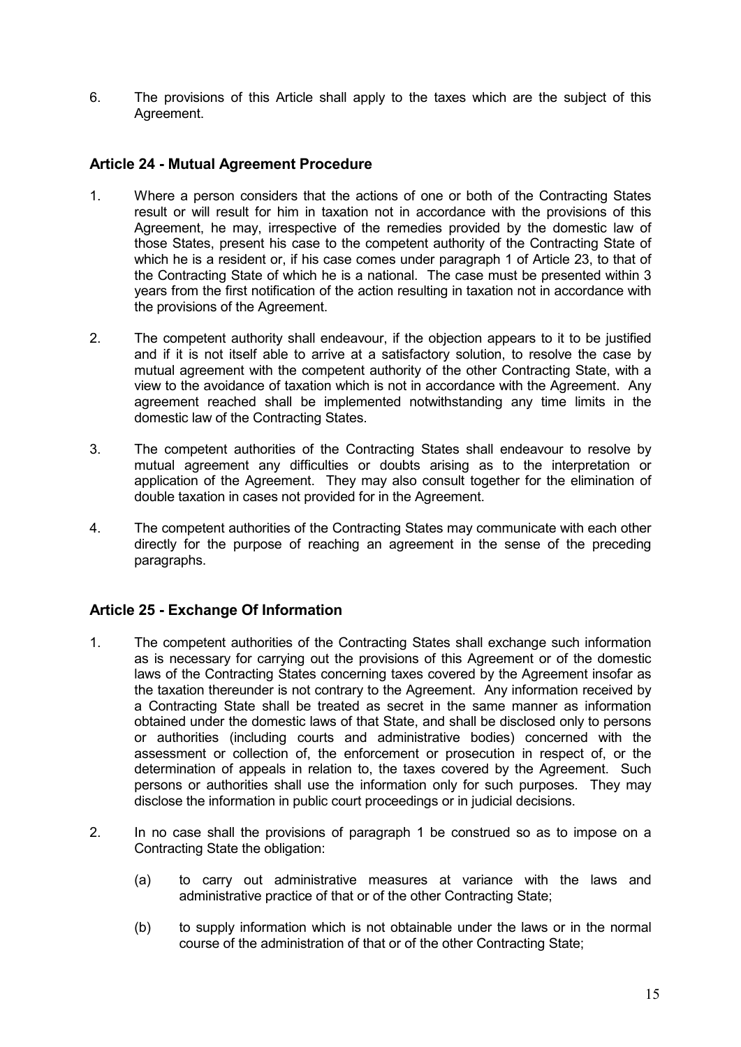6. The provisions of this Article shall apply to the taxes which are the subject of this Agreement.

### Article 24 - Mutual Agreement Procedure

1. Where a person considers that the actions of one or both of the Contracting States result or will result for him in taxation not in accordance with the provisions of this Agreement, he may, irrespective of the remedies provided by the domestic law of those States, present his case to the competent authority of the Contracting State of which he is a resident or, if his case comes under paragraph 1 of Article 23, to that of the Contracting State of which he is a national. The case must be presented within 3 years from the first notification of the action resulting in taxation not in accordance with the provisions of the Agreement.

2. The competent authority shall endeavour, if the objection appears to it to be justified and if it is not itself able to arrive at a satisfactory solution, to resolve the case by mutual agreement with the competent authority of the other Contracting State, with a view to the avoidance of taxation which is not in accordance with the Agreement. Any agreement reached shall be implemented notwithstanding any time limits in the domestic law of the Contracting States.

3. The competent authorities of the Contracting States shall endeavour to resolve by mutual agreement any difficulties or doubts arising as to the interpretation or application of the Agreement. They may also consult together for the elimination of double taxation in cases not provided for in the Agreement.

4. The competent authorities of the Contracting States may communicate with each other directly for the purpose of reaching an agreement in the sense of the preceding paragraphs.

### Article 25 - Exchange Of Information

1. The competent authorities of the Contracting States shall exchange such information as is necessary for carrying out the provisions of this Agreement or of the domestic laws of the Contracting States concerning taxes covered by the Agreement insofar as the taxation thereunder is not contrary to the Agreement. Any information received by a Contracting State shall be treated as secret in the same manner as information obtained under the domestic laws of that State, and shall be disclosed only to persons or authorities (including courts and administrative bodies) concerned with the assessment or collection of, the enforcement or prosecution in respect of, or the determination of appeals in relation to, the taxes covered by the Agreement. Such persons or authorities shall use the information only for such purposes. They may disclose the information in public court proceedings or in judicial decisions.

2. In no case shall the provisions of paragraph 1 be construed so as to impose on a Contracting State the obligation:

   (a) to carry out administrative measures at variance with the laws and administrative practice of that or of the other Contracting State;

   (b) to supply information which is not obtainable under the laws or in the normal course of the administration of that or of the other Contracting State;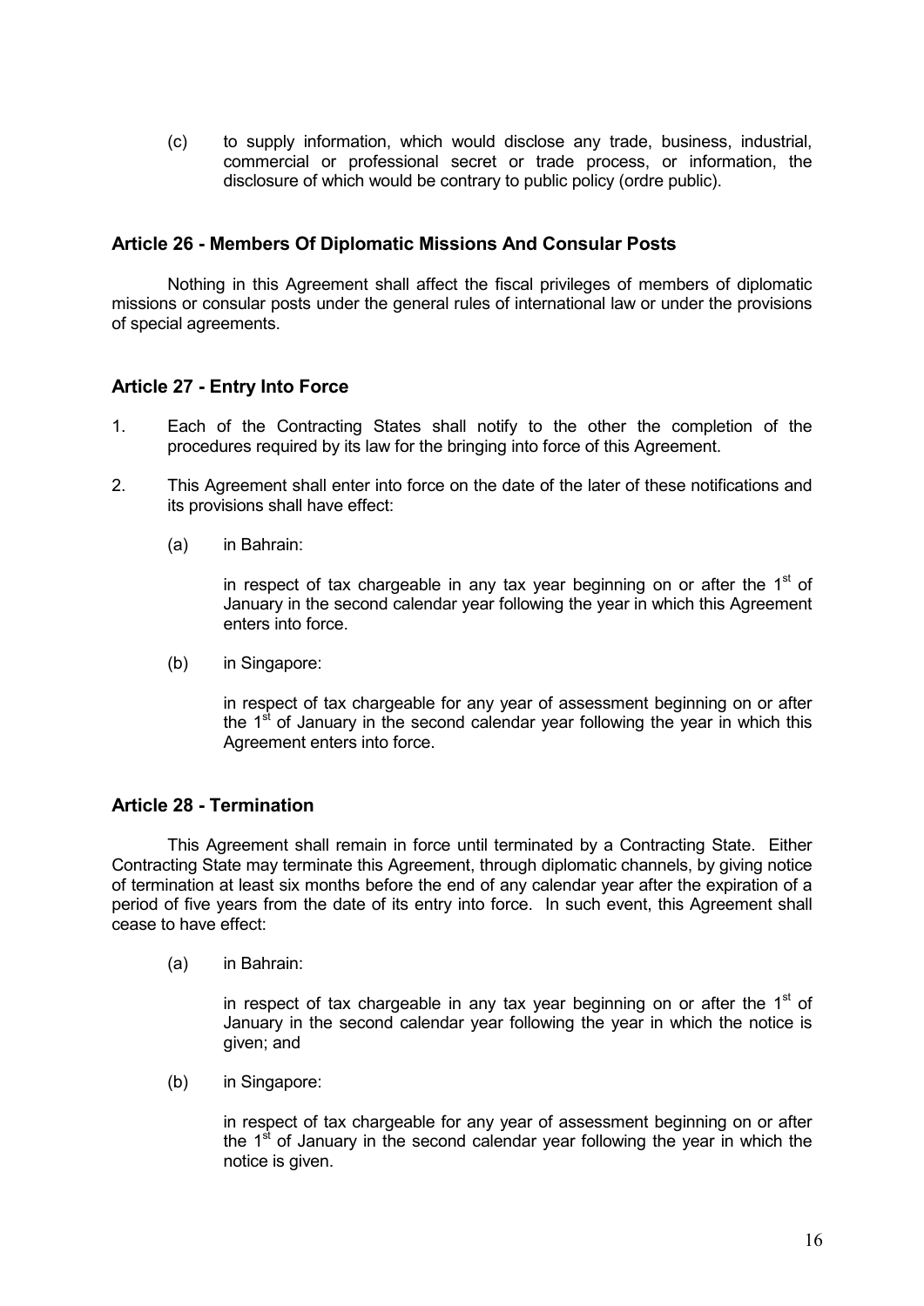(c) to supply information, which would disclose any trade, business, industrial, commercial or professional secret or trade process, or information, the disclosure of which would be contrary to public policy (ordre public).

### Article 26 - Members Of Diplomatic Missions And Consular Posts

Nothing in this Agreement shall affect the fiscal privileges of members of diplomatic missions or consular posts under the general rules of international law or under the provisions of special agreements.

### Article 27 - Entry Into Force

1. Each of the Contracting States shall notify to the other the completion of the procedures required by its law for the bringing into force of this Agreement.

2. This Agreement shall enter into force on the date of the later of these notifications and its provisions shall have effect:

   (a) in Bahrain:

   in respect of tax chargeable in any tax year beginning on or after the 1st of January in the second calendar year following the year in which this Agreement enters into force.

   (b) in Singapore:

   in respect of tax chargeable for any year of assessment beginning on or after the 1st of January in the second calendar year following the year in which this Agreement enters into force.

### Article 28 - Termination

This Agreement shall remain in force until terminated by a Contracting State. Either Contracting State may terminate this Agreement, through diplomatic channels, by giving notice of termination at least six months before the end of any calendar year after the expiration of a period of five years from the date of its entry into force. In such event, this Agreement shall cease to have effect:

(a) in Bahrain:

in respect of tax chargeable in any tax year beginning on or after the 1st of January in the second calendar year following the year in which the notice is given; and

(b) in Singapore:

in respect of tax chargeable for any year of assessment beginning on or after the 1st of January in the second calendar year following the year in which the notice is given.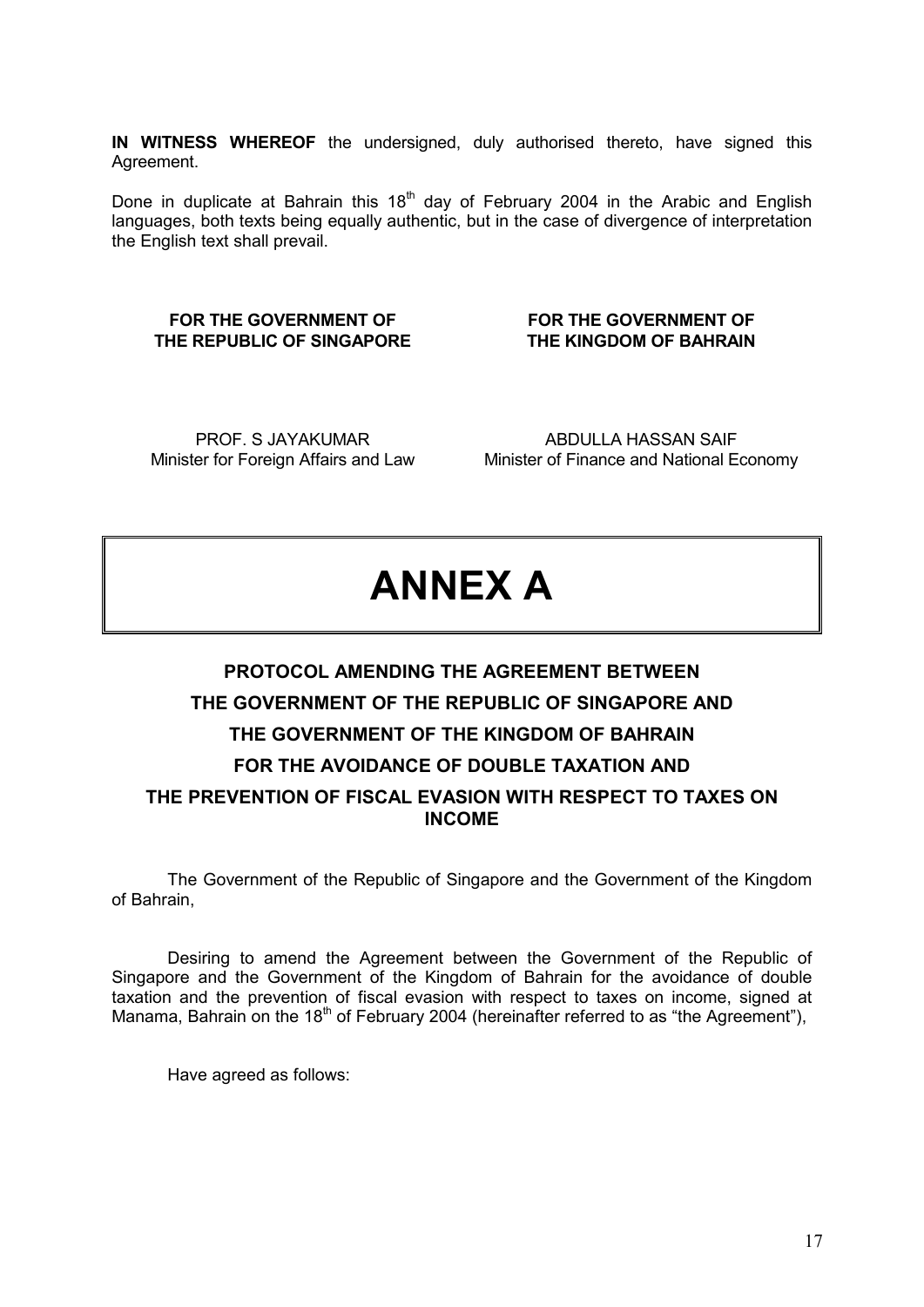**IN WITNESS WHEREOF** the undersigned, duly authorised thereto, have signed this Agreement.

Done in duplicate at Bahrain this 18th day of February 2004 in the Arabic and English languages, both texts being equally authentic, but in the case of divergence of interpretation the English text shall prevail.

| **FOR THE GOVERNMENT OF THE REPUBLIC OF SINGAPORE** | **FOR THE GOVERNMENT OF THE KINGDOM OF BAHRAIN** |
| --- | --- |
| PROF. S JAYAKUMAR<br>Minister for Foreign Affairs and Law | ABDULLA HASSAN SAIF<br>Minister of Finance and National Economy |

# ANNEX A

## PROTOCOL AMENDING THE AGREEMENT BETWEEN THE GOVERNMENT OF THE REPUBLIC OF SINGAPORE AND THE GOVERNMENT OF THE KINGDOM OF BAHRAIN FOR THE AVOIDANCE OF DOUBLE TAXATION AND THE PREVENTION OF FISCAL EVASION WITH RESPECT TO TAXES ON INCOME

The Government of the Republic of Singapore and the Government of the Kingdom of Bahrain,

Desiring to amend the Agreement between the Government of the Republic of Singapore and the Government of the Kingdom of Bahrain for the avoidance of double taxation and the prevention of fiscal evasion with respect to taxes on income, signed at Manama, Bahrain on the 18th of February 2004 (hereinafter referred to as "the Agreement"),

Have agreed as follows: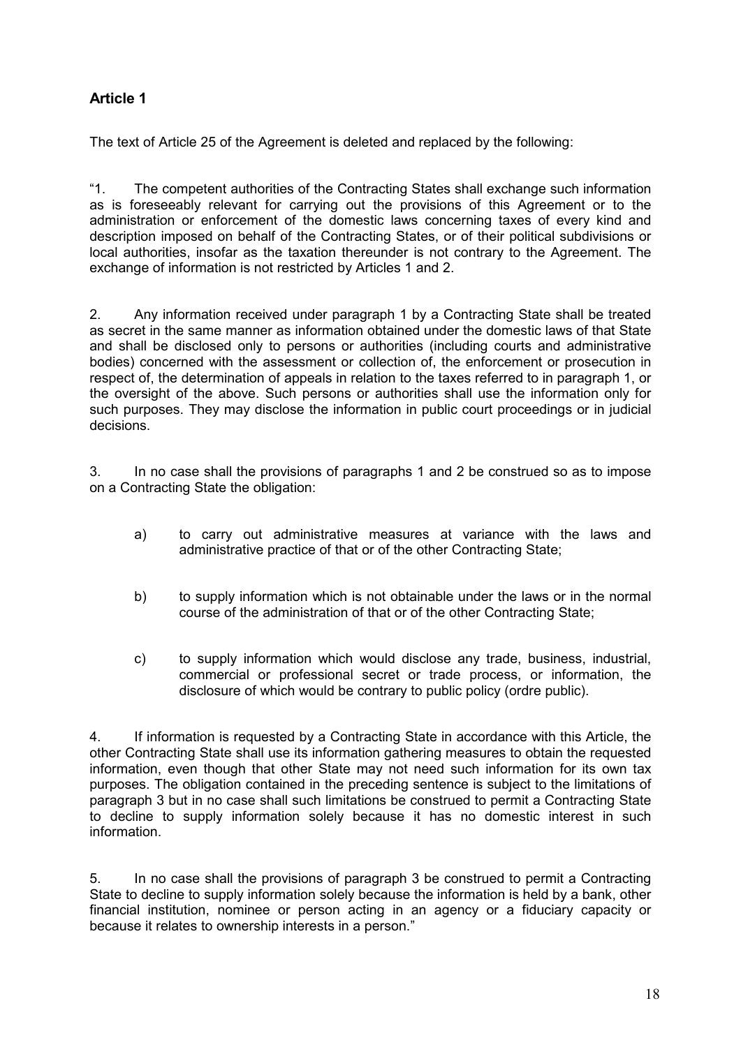## Article 1

The text of Article 25 of the Agreement is deleted and replaced by the following:

"1. The competent authorities of the Contracting States shall exchange such information as is foreseeably relevant for carrying out the provisions of this Agreement or to the administration or enforcement of the domestic laws concerning taxes of every kind and description imposed on behalf of the Contracting States, or of their political subdivisions or local authorities, insofar as the taxation thereunder is not contrary to the Agreement. The exchange of information is not restricted by Articles 1 and 2.

2. Any information received under paragraph 1 by a Contracting State shall be treated as secret in the same manner as information obtained under the domestic laws of that State and shall be disclosed only to persons or authorities (including courts and administrative bodies) concerned with the assessment or collection of, the enforcement or prosecution in respect of, the determination of appeals in relation to the taxes referred to in paragraph 1, or the oversight of the above. Such persons or authorities shall use the information only for such purposes. They may disclose the information in public court proceedings or in judicial decisions.

3. In no case shall the provisions of paragraphs 1 and 2 be construed so as to impose on a Contracting State the obligation:

a) to carry out administrative measures at variance with the laws and administrative practice of that or of the other Contracting State;

b) to supply information which is not obtainable under the laws or in the normal course of the administration of that or of the other Contracting State;

c) to supply information which would disclose any trade, business, industrial, commercial or professional secret or trade process, or information, the disclosure of which would be contrary to public policy (ordre public).

4. If information is requested by a Contracting State in accordance with this Article, the other Contracting State shall use its information gathering measures to obtain the requested information, even though that other State may not need such information for its own tax purposes. The obligation contained in the preceding sentence is subject to the limitations of paragraph 3 but in no case shall such limitations be construed to permit a Contracting State to decline to supply information solely because it has no domestic interest in such information.

5. In no case shall the provisions of paragraph 3 be construed to permit a Contracting State to decline to supply information solely because the information is held by a bank, other financial institution, nominee or person acting in an agency or a fiduciary capacity or because it relates to ownership interests in a person."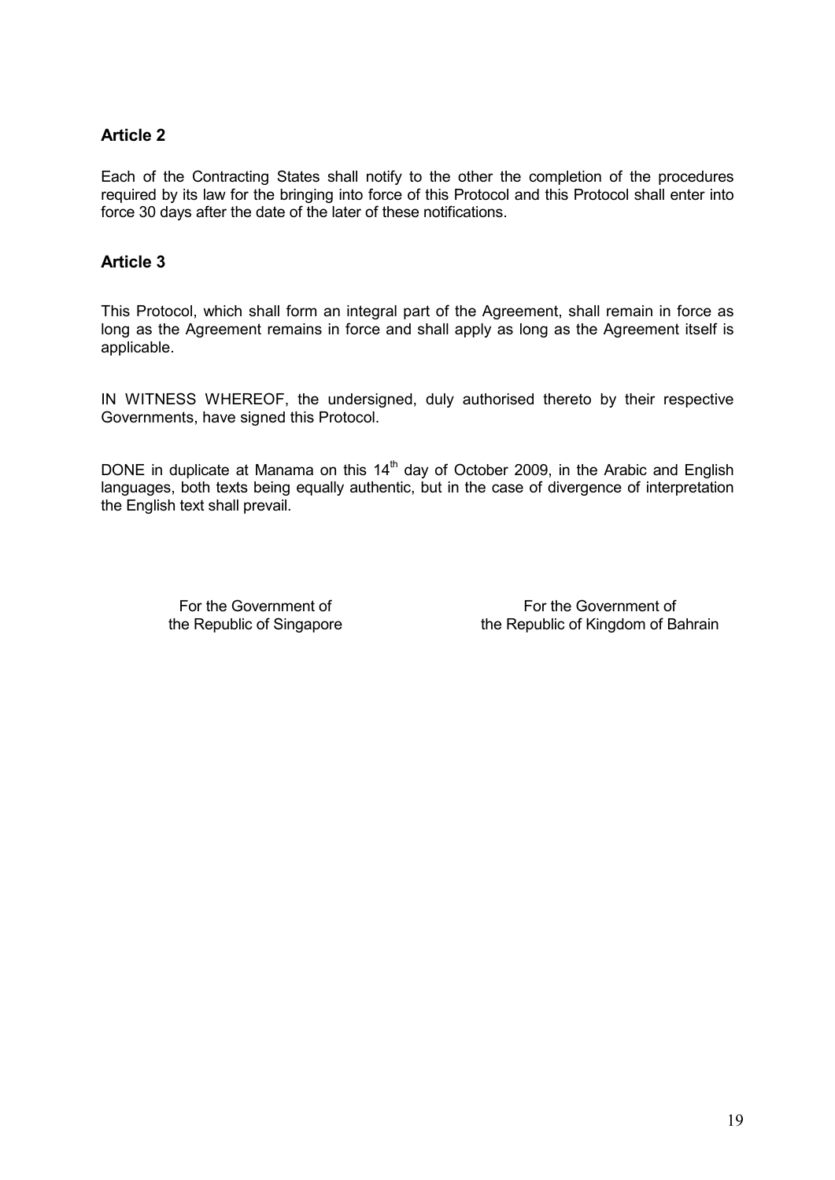## Article 2

Each of the Contracting States shall notify to the other the completion of the procedures required by its law for the bringing into force of this Protocol and this Protocol shall enter into force 30 days after the date of the later of these notifications.

## Article 3

This Protocol, which shall form an integral part of the Agreement, shall remain in force as long as the Agreement remains in force and shall apply as long as the Agreement itself is applicable.

IN WITNESS WHEREOF, the undersigned, duly authorised thereto by their respective Governments, have signed this Protocol.

DONE in duplicate at Manama on this 14th day of October 2009, in the Arabic and English languages, both texts being equally authentic, but in the case of divergence of interpretation the English text shall prevail.

For the Government of
the Republic of Singapore

For the Government of
the Republic of Kingdom of Bahrain